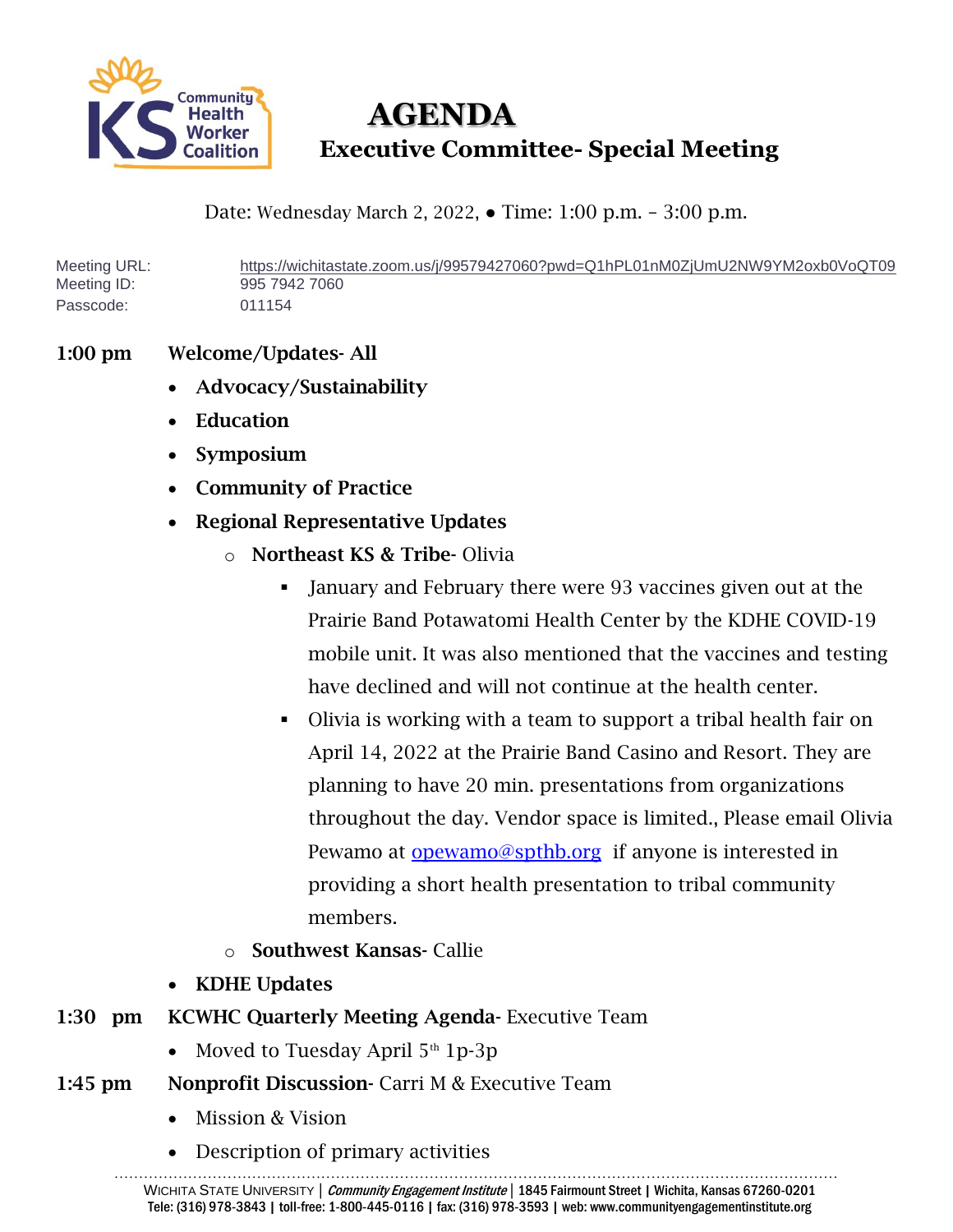# AGENDA

## Executive Committee- Special Meeting

Date: Wednesday March 2, 2022, ● Time: 1:00 p.m. – 3:00 p.m.

Meeting URL: https://wichitastate.zoom.us/j/99579427060?pwd=Q1hPL01nM0ZjUmU2NW9YM2oxb0VoQT09
Meeting ID: 995 7942 7060
Passcode: 011154

**1:00 pm** **Welcome/Updates- All**

- **Advocacy/Sustainability**
- **Education**
- **Symposium**
- **Community of Practice**
- **Regional Representative Updates**
  - **Northeast KS & Tribe-** Olivia
    - January and February there were 93 vaccines given out at the Prairie Band Potawatomi Health Center by the KDHE COVID-19 mobile unit. It was also mentioned that the vaccines and testing have declined and will not continue at the health center.
    - Olivia is working with a team to support a tribal health fair on April 14, 2022 at the Prairie Band Casino and Resort. They are planning to have 20 min. presentations from organizations throughout the day. Vendor space is limited., Please email Olivia Pewamo at opewamo@spthb.org if anyone is interested in providing a short health presentation to tribal community members.
  - **Southwest Kansas-** Callie
- **KDHE Updates**

**1:30 pm** **KCWHC Quarterly Meeting Agenda-** Executive Team

- Moved to Tuesday April 5th 1p-3p

**1:45 pm** **Nonprofit Discussion-** Carri M & Executive Team

- Mission & Vision
- Description of primary activities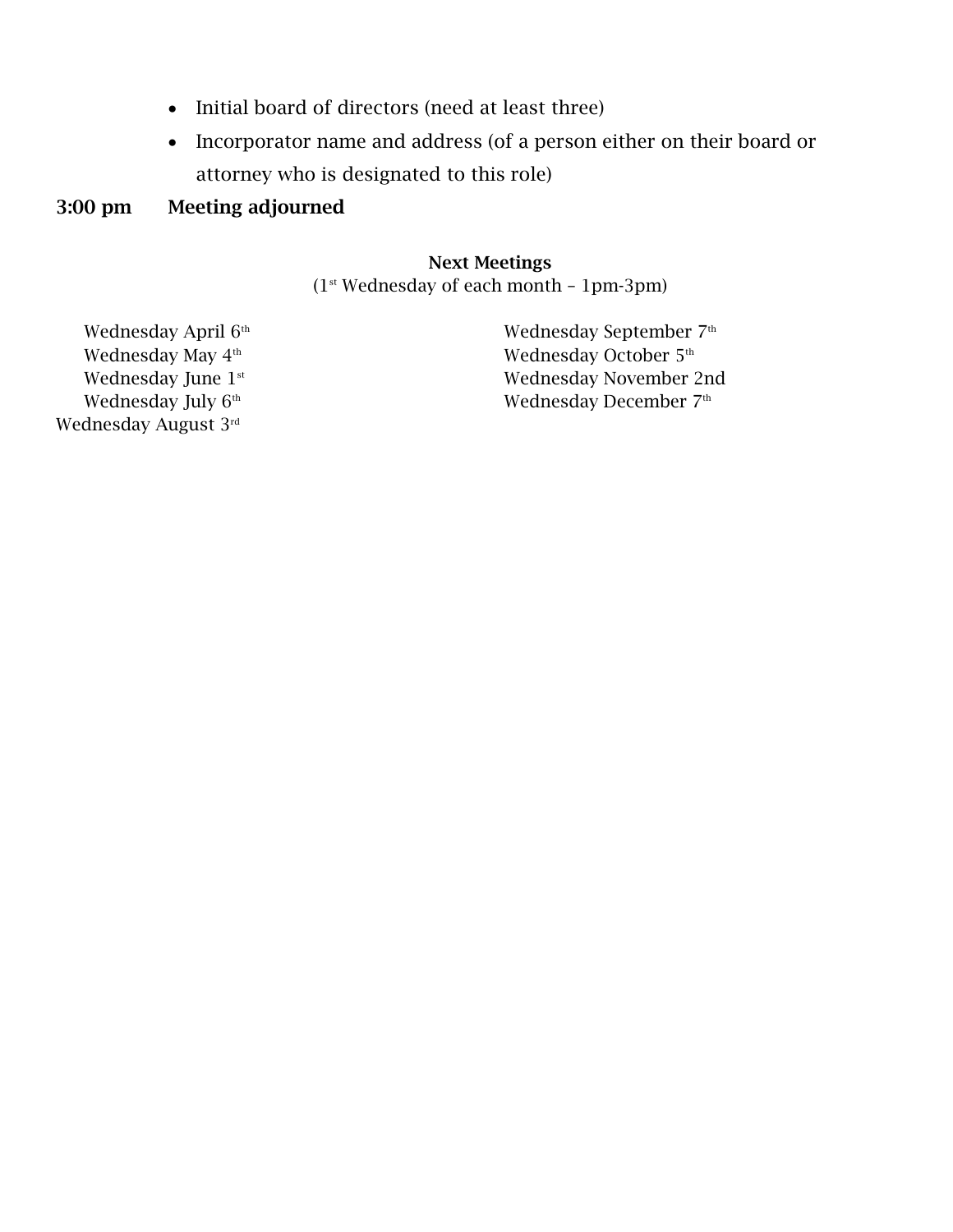- Initial board of directors (need at least three)
- Incorporator name and address (of a person either on their board or attorney who is designated to this role)

**3:00 pm  Meeting adjourned**

**Next Meetings**

(1st Wednesday of each month – 1pm-3pm)

Wednesday April 6th
Wednesday May 4th
Wednesday June 1st
Wednesday July 6th
Wednesday August 3rd
Wednesday September 7th
Wednesday October 5th
Wednesday November 2nd
Wednesday December 7th